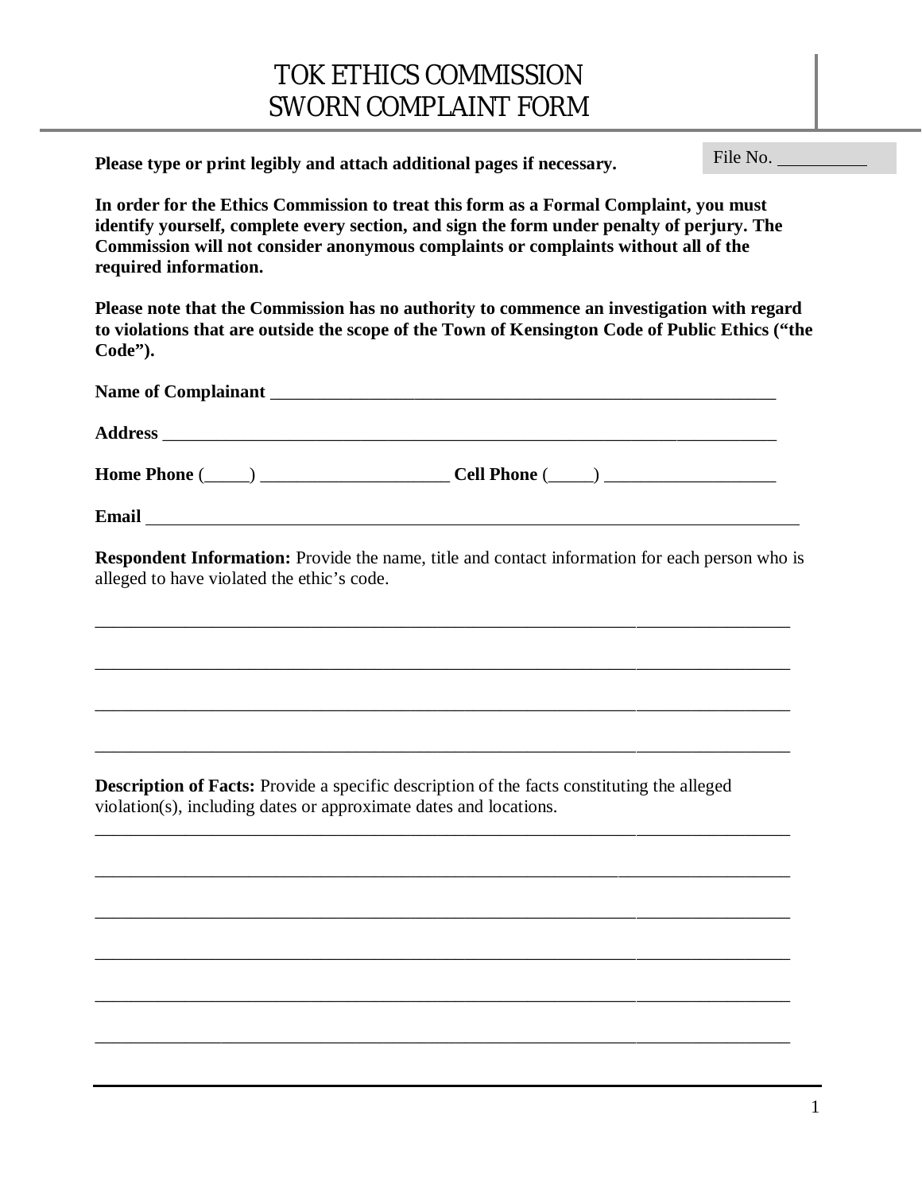# TOK ETHICS COMMISSION
# SWORN COMPLAINT FORM

File No. __________

**Please type or print legibly and attach additional pages if necessary.**

**In order for the Ethics Commission to treat this form as a Formal Complaint, you must identify yourself, complete every section, and sign the form under penalty of perjury. The Commission will not consider anonymous complaints or complaints without all of the required information.**

**Please note that the Commission has no authority to commence an investigation with regard to violations that are outside the scope of the Town of Kensington Code of Public Ethics ("the Code").**

**Name of Complainant** ___________________________________________________________

**Address** _______________________________________________________________________

**Home Phone** (_____) _____________________ **Cell Phone** (_____) ___________________

**Email** _________________________________________________________________________

**Respondent Information:** Provide the name, title and contact information for each person who is alleged to have violated the ethic's code.

_________________________________________________________________________________

_________________________________________________________________________________

_________________________________________________________________________________

_________________________________________________________________________________

**Description of Facts:** Provide a specific description of the facts constituting the alleged violation(s), including dates or approximate dates and locations.

_________________________________________________________________________________

_________________________________________________________________________________

_________________________________________________________________________________

_________________________________________________________________________________

_________________________________________________________________________________

_________________________________________________________________________________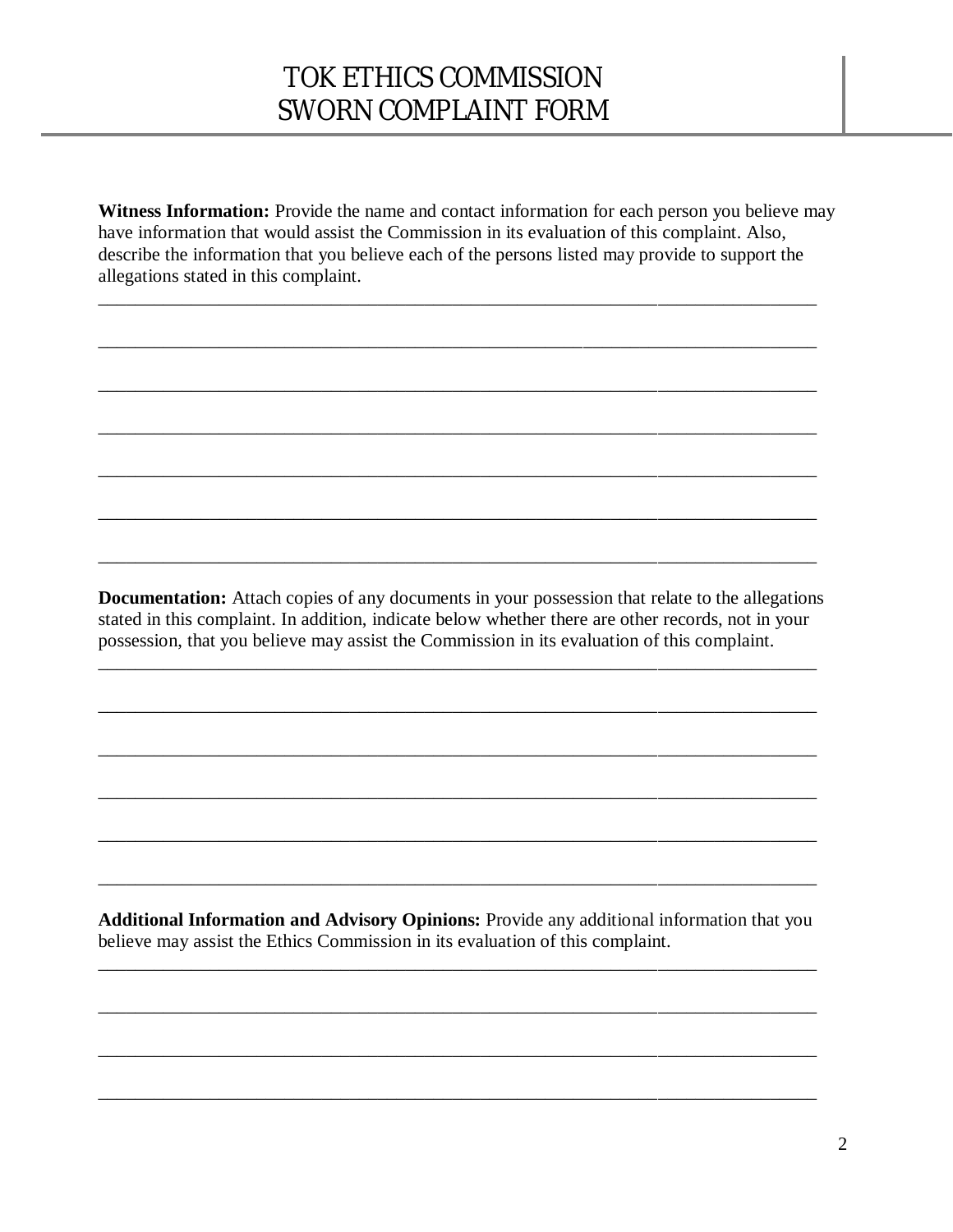# TOK ETHICS COMMISSION
# SWORN COMPLAINT FORM

**Witness Information:** Provide the name and contact information for each person you believe may have information that would assist the Commission in its evaluation of this complaint. Also, describe the information that you believe each of the persons listed may provide to support the allegations stated in this complaint.

______________________________________________________________________________

______________________________________________________________________________

______________________________________________________________________________

______________________________________________________________________________

______________________________________________________________________________

______________________________________________________________________________

______________________________________________________________________________

**Documentation:** Attach copies of any documents in your possession that relate to the allegations stated in this complaint. In addition, indicate below whether there are other records, not in your possession, that you believe may assist the Commission in its evaluation of this complaint.

______________________________________________________________________________

______________________________________________________________________________

______________________________________________________________________________

______________________________________________________________________________

______________________________________________________________________________

______________________________________________________________________________

**Additional Information and Advisory Opinions:** Provide any additional information that you believe may assist the Ethics Commission in its evaluation of this complaint.

______________________________________________________________________________

______________________________________________________________________________

______________________________________________________________________________

______________________________________________________________________________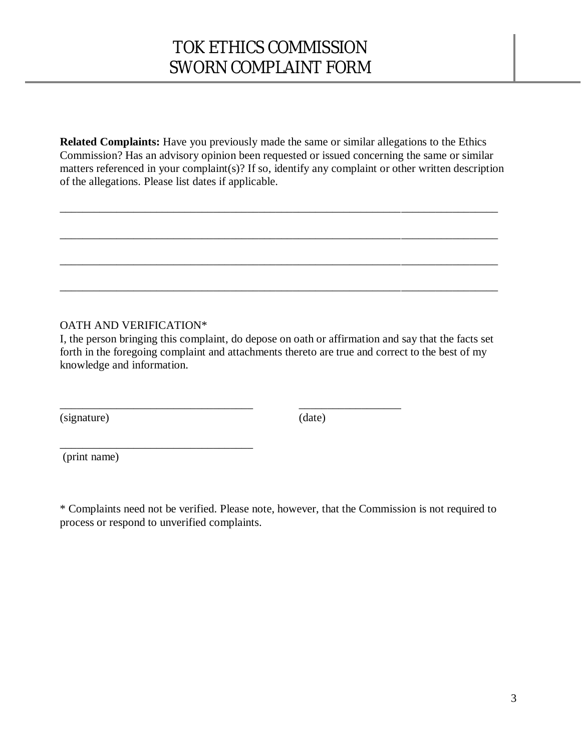# TOK ETHICS COMMISSION
# SWORN COMPLAINT FORM

**Related Complaints:** Have you previously made the same or similar allegations to the Ethics Commission? Has an advisory opinion been requested or issued concerning the same or similar matters referenced in your complaint(s)? If so, identify any complaint or other written description of the allegations. Please list dates if applicable.

_______________________________________________________________________________

_______________________________________________________________________________

_______________________________________________________________________________

_______________________________________________________________________________

OATH AND VERIFICATION*

I, the person bringing this complaint, do depose on oath or affirmation and say that the facts set forth in the foregoing complaint and attachments thereto are true and correct to the best of my knowledge and information.

___________________________________ __________________

(signature) (date)

___________________________________

(print name)

* Complaints need not be verified. Please note, however, that the Commission is not required to process or respond to unverified complaints.